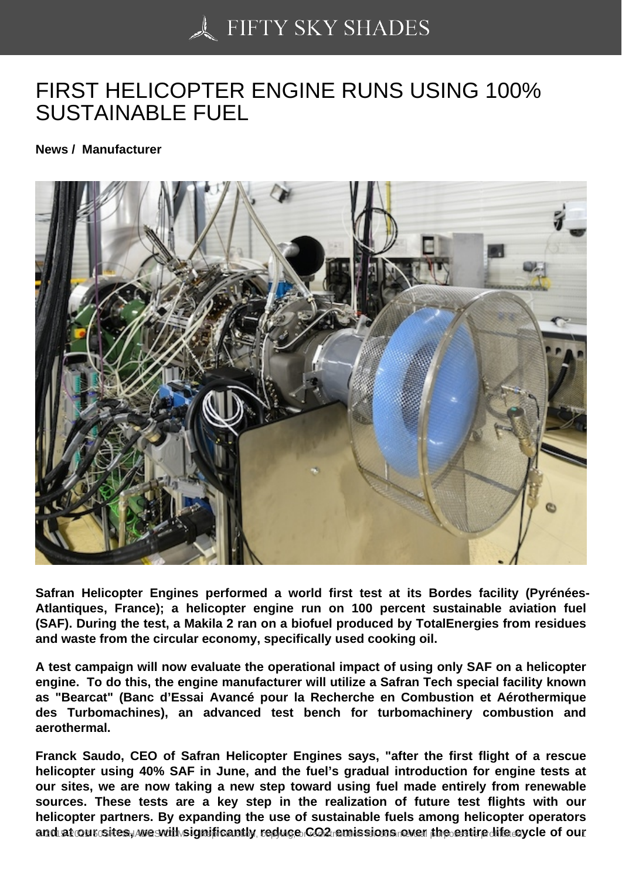# FIRST HELICOPTER ENGINE RUNS USING 100% SUSTAINABLE FUEL

**News / Manufacturer**

**Safran Helicopter Engines performed a world first test at its Bordes facility (Pyrénées-Atlantiques, France); a helicopter engine run on 100 percent sustainable aviation fuel (SAF). During the test, a Makila 2 ran on a biofuel produced by TotalEnergies from residues and waste from the circular economy, specifically used cooking oil.**

**A test campaign will now evaluate the operational impact of using only SAF on a helicopter engine. To do this, the engine manufacturer will utilize a Safran Tech special facility known as "Bearcat" (Banc d'Essai Avancé pour la Recherche en Combustion et Aérothermique des Turbomachines), an advanced test bench for turbomachinery combustion and aerothermal.**

**Franck Saudo, CEO of Safran Helicopter Engines says, "after the first flight of a rescue helicopter using 40% SAF in June, and the fuel's gradual introduction for engine tests at our sites, we are now taking a new step toward using fuel made entirely from renewable sources. These tests are a key step in the realization of future test flights with our helicopter partners. By expanding the use of sustainable fuels among helicopter operators and at our sites, we will significantly reduce $CO_2$ emissions over the entire life cycle of our**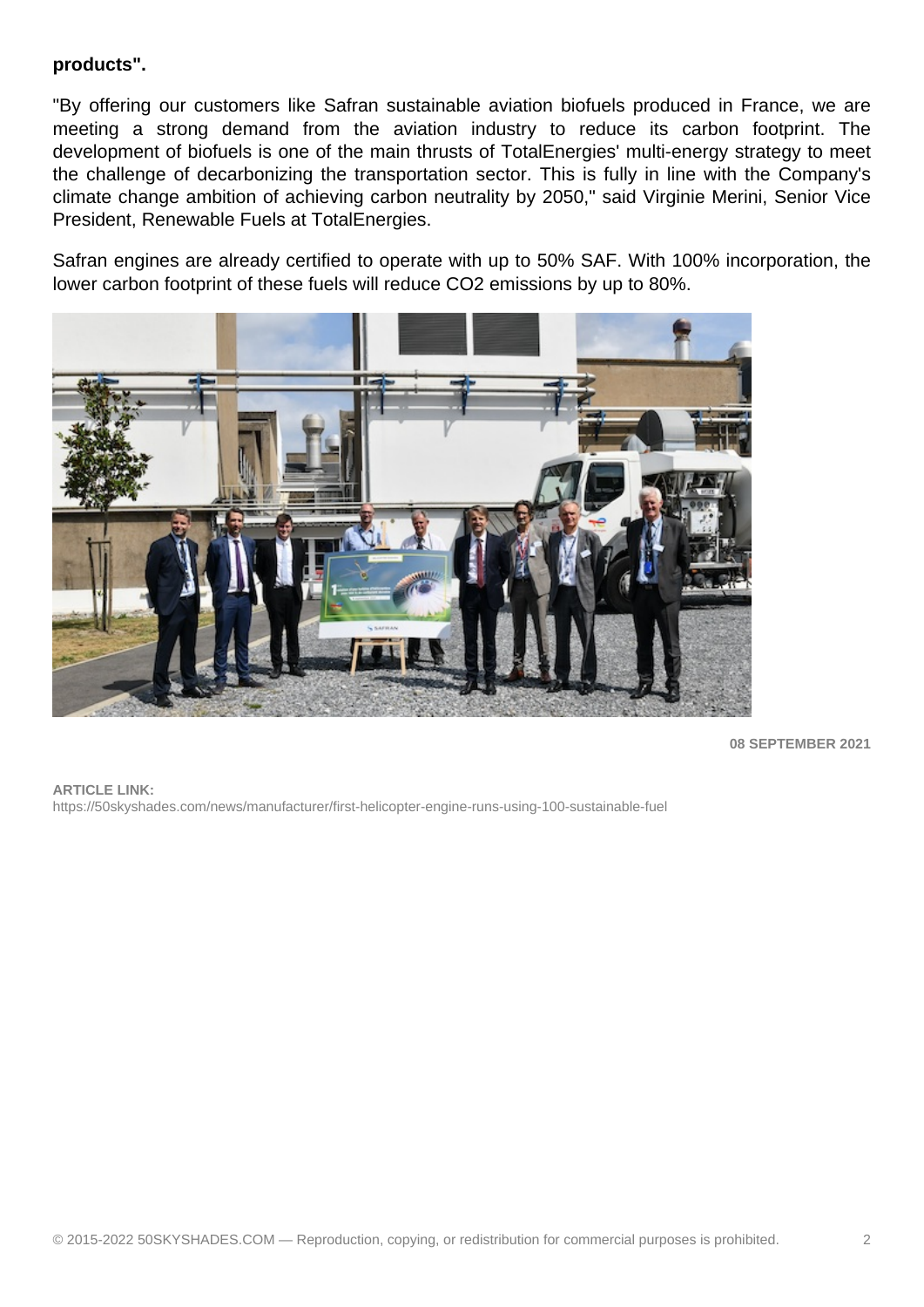**products".**

"By offering our customers like Safran sustainable aviation biofuels produced in France, we are meeting a strong demand from the aviation industry to reduce its carbon footprint. The development of biofuels is one of the main thrusts of TotalEnergies' multi-energy strategy to meet the challenge of decarbonizing the transportation sector. This is fully in line with the Company's climate change ambition of achieving carbon neutrality by 2050," said Virginie Merini, Senior Vice President, Renewable Fuels at TotalEnergies.

Safran engines are already certified to operate with up to 50% SAF. With 100% incorporation, the lower carbon footprint of these fuels will reduce $CO_2$ emissions by up to 80%.

**08 SEPTEMBER 2021**

**ARTICLE LINK:**
https://50skyshades.com/news/manufacturer/first-helicopter-engine-runs-using-100-sustainable-fuel